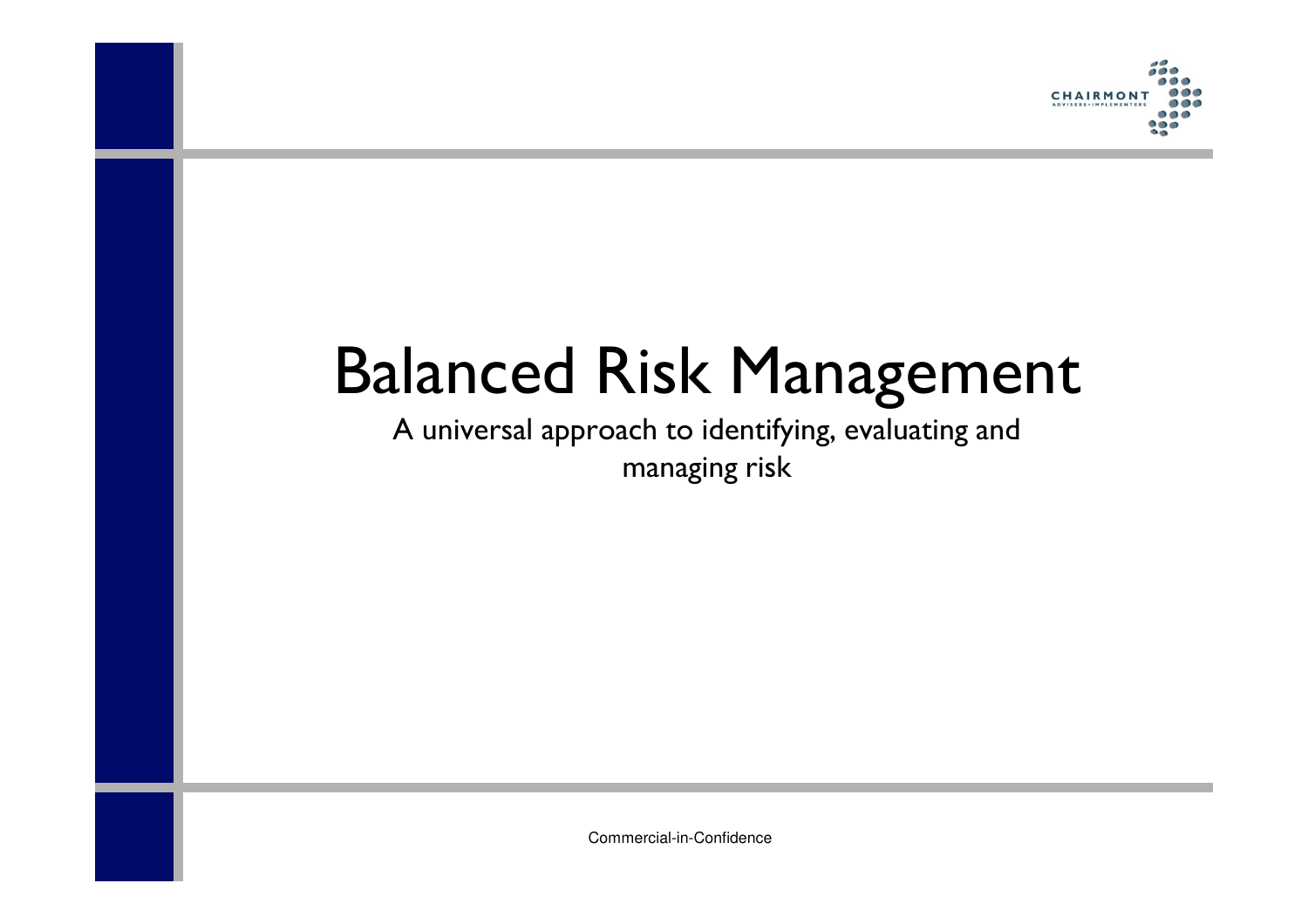# Balanced Risk Management

A universal approach to identifying, evaluating and managing risk

Commercial-in-Confidence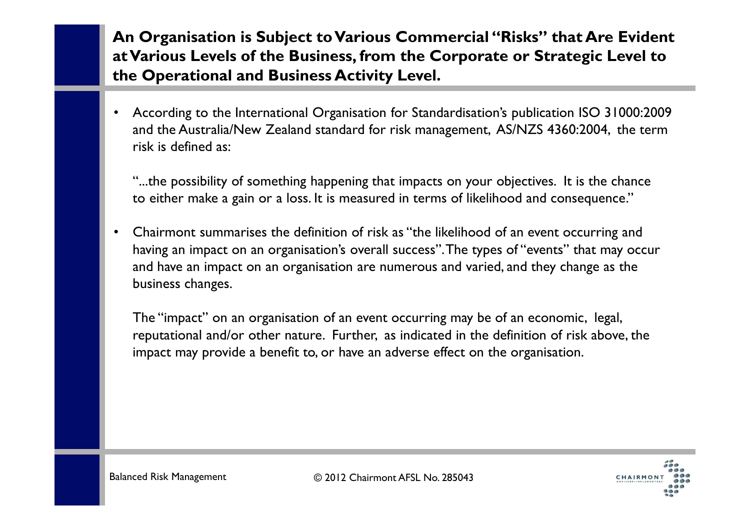## An Organisation is Subject to Various Commercial "Risks" that Are Evident at Various Levels of the Business, from the Corporate or Strategic Level to the Operational and Business Activity Level.

- According to the International Organisation for Standardisation's publication ISO 31000:2009 and the Australia/New Zealand standard for risk management, AS/NZS 4360:2004, the term risk is defined as:

  "...the possibility of something happening that impacts on your objectives. It is the chance to either make a gain or a loss. It is measured in terms of likelihood and consequence."

- Chairmont summarises the definition of risk as "the likelihood of an event occurring and having an impact on an organisation's overall success". The types of "events" that may occur and have an impact on an organisation are numerous and varied, and they change as the business changes.

  The "impact" on an organisation of an event occurring may be of an economic, legal, reputational and/or other nature. Further, as indicated in the definition of risk above, the impact may provide a benefit to, or have an adverse effect on the organisation.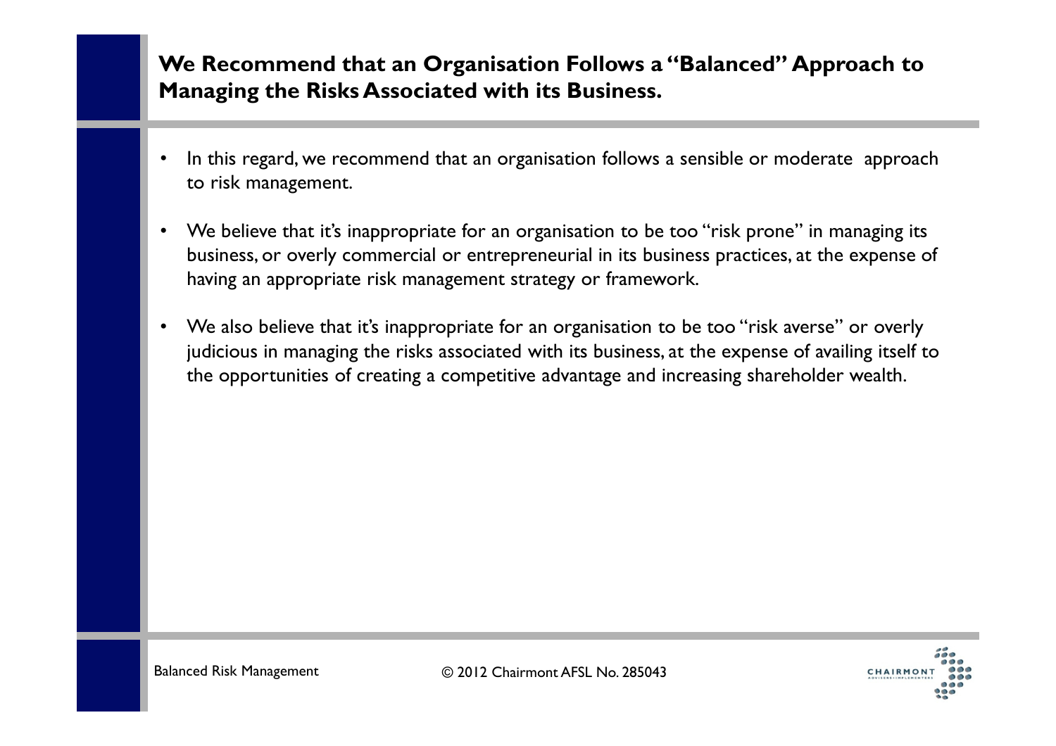## We Recommend that an Organisation Follows a "Balanced" Approach to Managing the Risks Associated with its Business.

- In this regard, we recommend that an organisation follows a sensible or moderate approach to risk management.
- We believe that it's inappropriate for an organisation to be too "risk prone" in managing its business, or overly commercial or entrepreneurial in its business practices, at the expense of having an appropriate risk management strategy or framework.
- We also believe that it's inappropriate for an organisation to be too "risk averse" or overly judicious in managing the risks associated with its business, at the expense of availing itself to the opportunities of creating a competitive advantage and increasing shareholder wealth.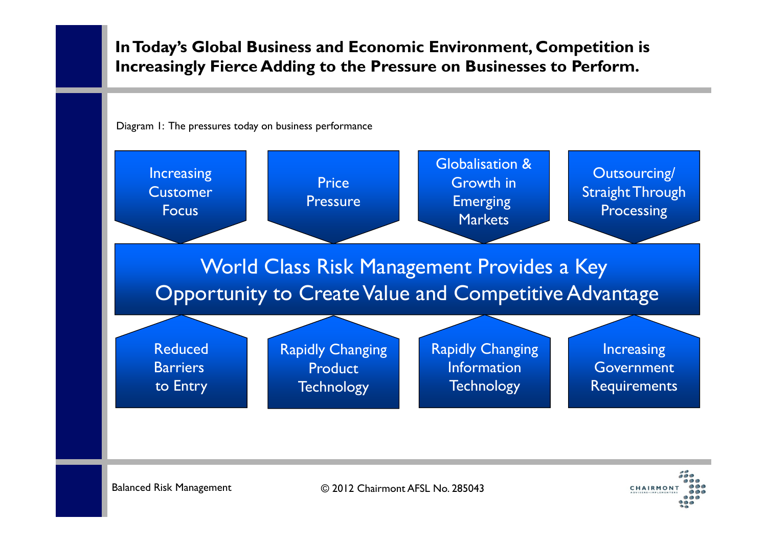# In Today's Global Business and Economic Environment, Competition is Increasingly Fierce Adding to the Pressure on Businesses to Perform.

Diagram 1: The pressures today on business performance

- Increasing Customer Focus
- Price Pressure
- Globalisation & Growth in Emerging Markets
- Outsourcing/ Straight Through Processing

**World Class Risk Management Provides a Key Opportunity to Create Value and Competitive Advantage**

- Reduced Barriers to Entry
- Rapidly Changing Product Technology
- Rapidly Changing Information Technology
- Increasing Government Requirements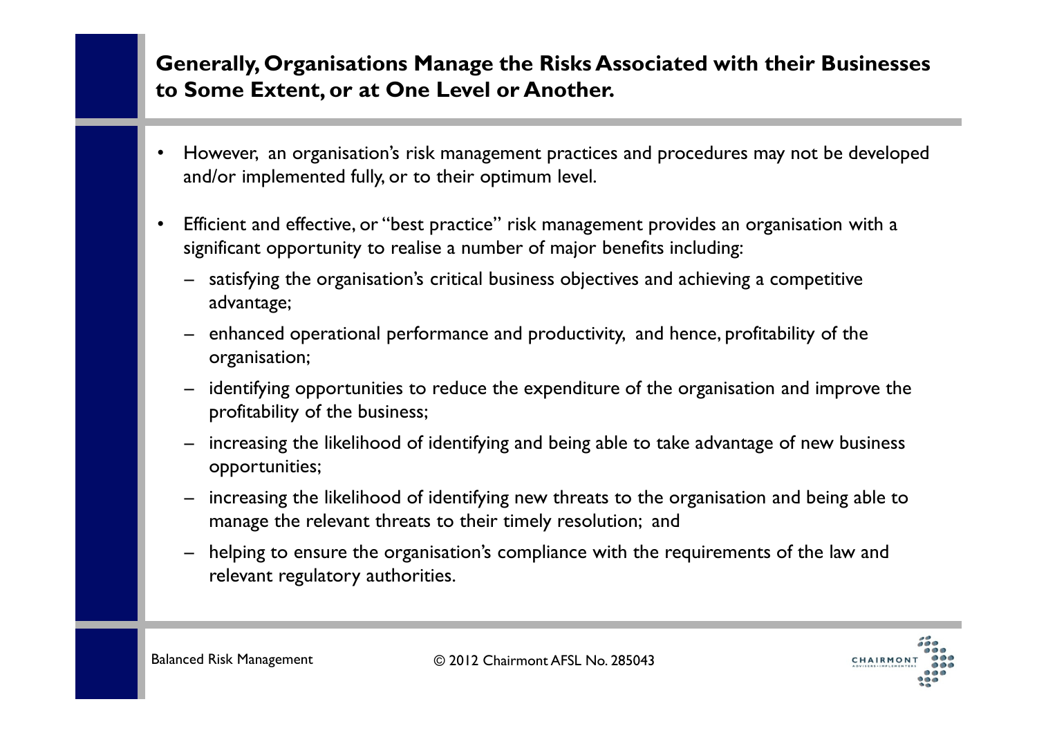## Generally, Organisations Manage the Risks Associated with their Businesses to Some Extent, or at One Level or Another.

- However, an organisation's risk management practices and procedures may not be developed and/or implemented fully, or to their optimum level.
- Efficient and effective, or "best practice" risk management provides an organisation with a significant opportunity to realise a number of major benefits including:
  - satisfying the organisation's critical business objectives and achieving a competitive advantage;
  - enhanced operational performance and productivity, and hence, profitability of the organisation;
  - identifying opportunities to reduce the expenditure of the organisation and improve the profitability of the business;
  - increasing the likelihood of identifying and being able to take advantage of new business opportunities;
  - increasing the likelihood of identifying new threats to the organisation and being able to manage the relevant threats to their timely resolution; and
  - helping to ensure the organisation's compliance with the requirements of the law and relevant regulatory authorities.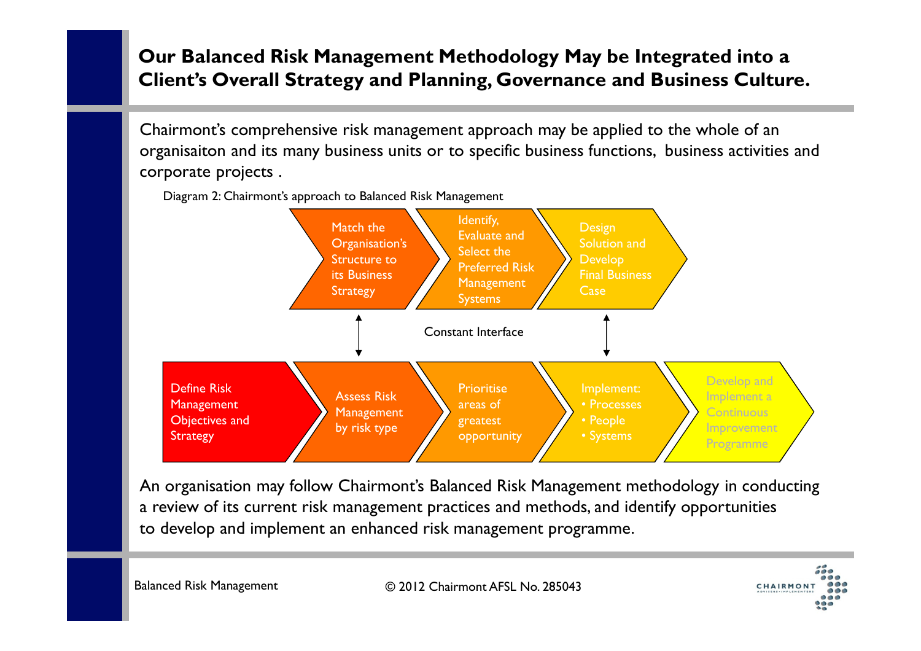# Our Balanced Risk Management Methodology May be Integrated into a Client's Overall Strategy and Planning, Governance and Business Culture.

Chairmont's comprehensive risk management approach may be applied to the whole of an organisaiton and its many business units or to specific business functions, business activities and corporate projects .

Diagram 2: Chairmont's approach to Balanced Risk Management

Match the Organisation's Structure to its Business Strategy

Identify, Evaluate and Select the Preferred Risk Management Systems

Design Solution and Develop Final Business Case

Constant Interface

Define Risk Management Objectives and Strategy

Assess Risk Management by risk type

Prioritise areas of greatest opportunity

Implement:
- Processes
- People
- Systems

Develop and Implement a Continuous Improvement Programme

An organisation may follow Chairmont's Balanced Risk Management methodology in conducting a review of its current risk management practices and methods, and identify opportunities to develop and implement an enhanced risk management programme.

Balanced Risk Management

© 2012 Chairmont AFSL No. 285043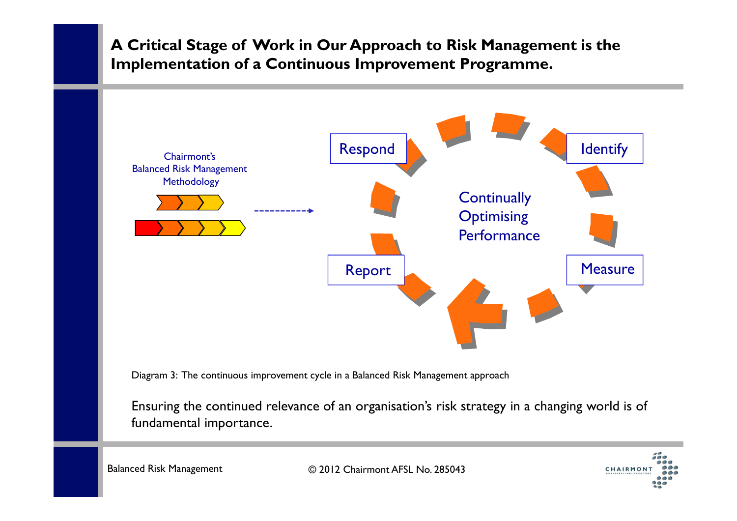## A Critical Stage of Work in Our Approach to Risk Management is the Implementation of a Continuous Improvement Programme.

Chairmont's
Balanced Risk Management
Methodology

Respond

Identify

Continually
Optimising
Performance

Report

Measure

Diagram 3: The continuous improvement cycle in a Balanced Risk Management approach

Ensuring the continued relevance of an organisation's risk strategy in a changing world is of fundamental importance.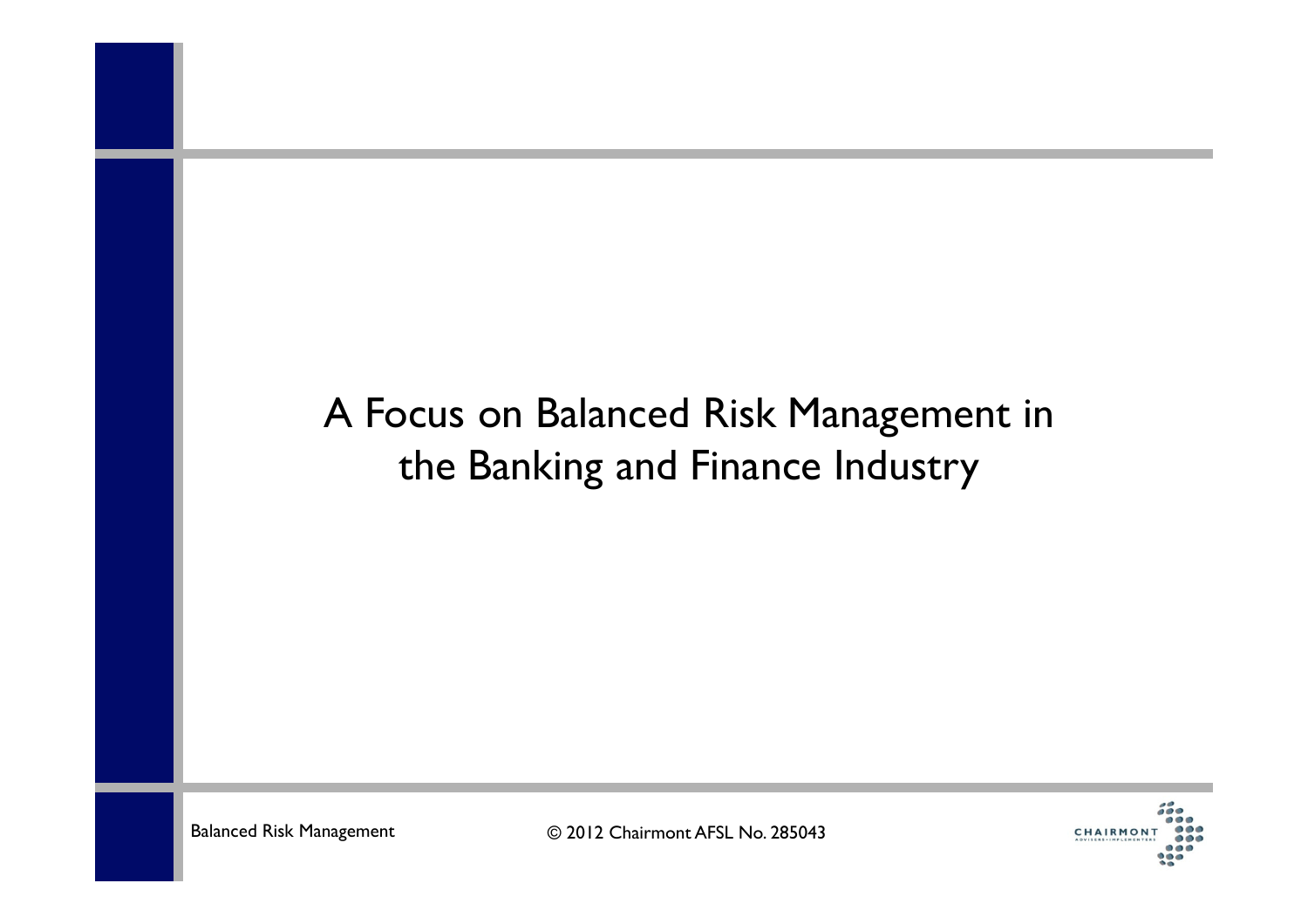# A Focus on Balanced Risk Management in the Banking and Finance Industry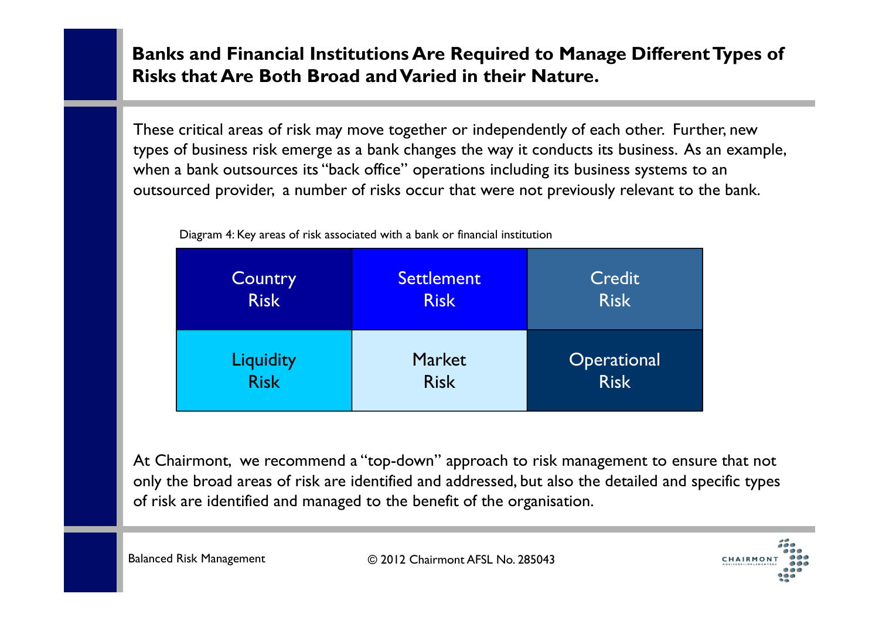## Banks and Financial Institutions Are Required to Manage Different Types of Risks that Are Both Broad and Varied in their Nature.

These critical areas of risk may move together or independently of each other. Further, new types of business risk emerge as a bank changes the way it conducts its business. As an example, when a bank outsources its "back office" operations including its business systems to an outsourced provider, a number of risks occur that were not previously relevant to the bank.

Diagram 4: Key areas of risk associated with a bank or financial institution

| | | |
|---|---|---|
| Country Risk | Settlement Risk | Credit Risk |
| Liquidity Risk | Market Risk | Operational Risk |

At Chairmont, we recommend a "top-down" approach to risk management to ensure that not only the broad areas of risk are identified and addressed, but also the detailed and specific types of risk are identified and managed to the benefit of the organisation.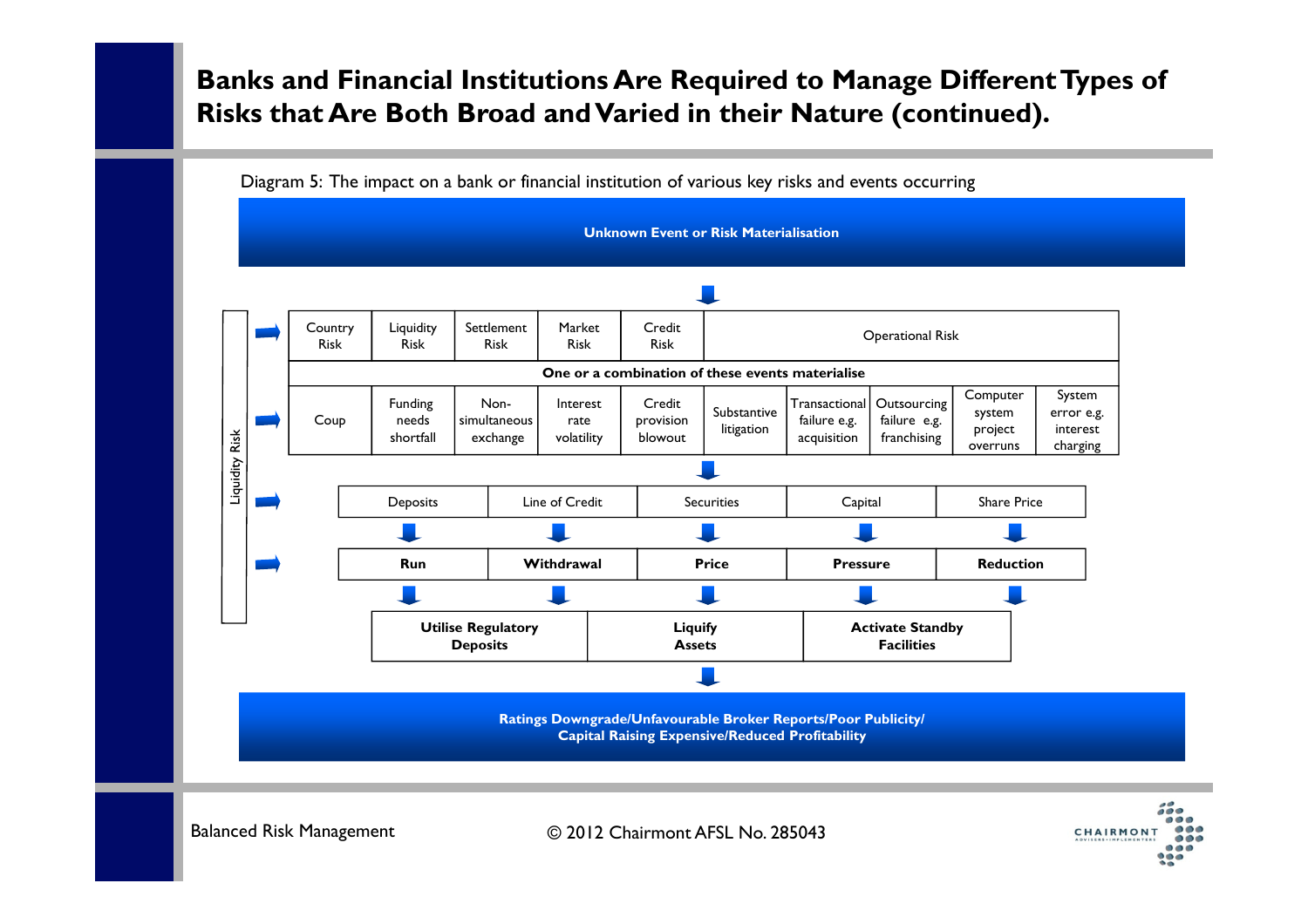# Banks and Financial Institutions Are Required to Manage Different Types of Risks that Are Both Broad and Varied in their Nature (continued).

Diagram 5: The impact on a bank or financial institution of various key risks and events occurring

**Unknown Event or Risk Materialisation**

Liquidity Risk

Country Risk | Liquidity Risk | Settlement Risk | Market Risk | Credit Risk | Operational Risk

**One or a combination of these events materialise**

Coup | Funding needs shortfall | Non-simultaneous exchange | Interest rate volatility | Credit provision blowout | Substantive litigation | Transactional failure e.g. acquisition | Outsourcing failure e.g. franchising | Computer system project overruns | System error e.g. interest charging

Deposits | Line of Credit | Securities | Capital | Share Price

**Run** | **Withdrawal** | **Price** | **Pressure** | **Reduction**

**Utilise Regulatory Deposits** | **Liquify Assets** | **Activate Standby Facilities**

**Ratings Downgrade/Unfavourable Broker Reports/Poor Publicity/ Capital Raising Expensive/Reduced Profitability**

Balanced Risk Management

© 2012 Chairmont AFSL No. 285043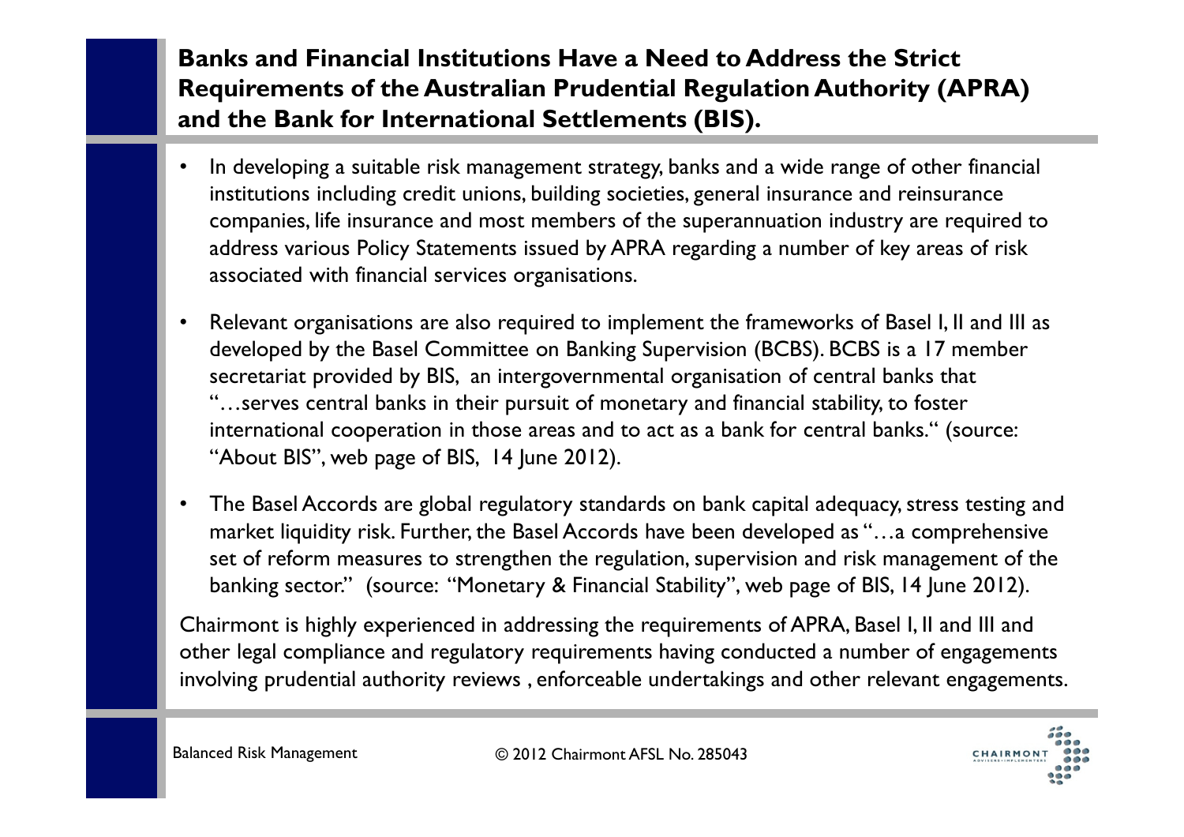## Banks and Financial Institutions Have a Need to Address the Strict Requirements of the Australian Prudential Regulation Authority (APRA) and the Bank for International Settlements (BIS).

- In developing a suitable risk management strategy, banks and a wide range of other financial institutions including credit unions, building societies, general insurance and reinsurance companies, life insurance and most members of the superannuation industry are required to address various Policy Statements issued by APRA regarding a number of key areas of risk associated with financial services organisations.
- Relevant organisations are also required to implement the frameworks of Basel I, II and III as developed by the Basel Committee on Banking Supervision (BCBS). BCBS is a 17 member secretariat provided by BIS, an intergovernmental organisation of central banks that "…serves central banks in their pursuit of monetary and financial stability, to foster international cooperation in those areas and to act as a bank for central banks." (source: "About BIS", web page of BIS, 14 June 2012).
- The Basel Accords are global regulatory standards on bank capital adequacy, stress testing and market liquidity risk. Further, the Basel Accords have been developed as "…a comprehensive set of reform measures to strengthen the regulation, supervision and risk management of the banking sector." (source: "Monetary & Financial Stability", web page of BIS, 14 June 2012).

Chairmont is highly experienced in addressing the requirements of APRA, Basel I, II and III and other legal compliance and regulatory requirements having conducted a number of engagements involving prudential authority reviews , enforceable undertakings and other relevant engagements.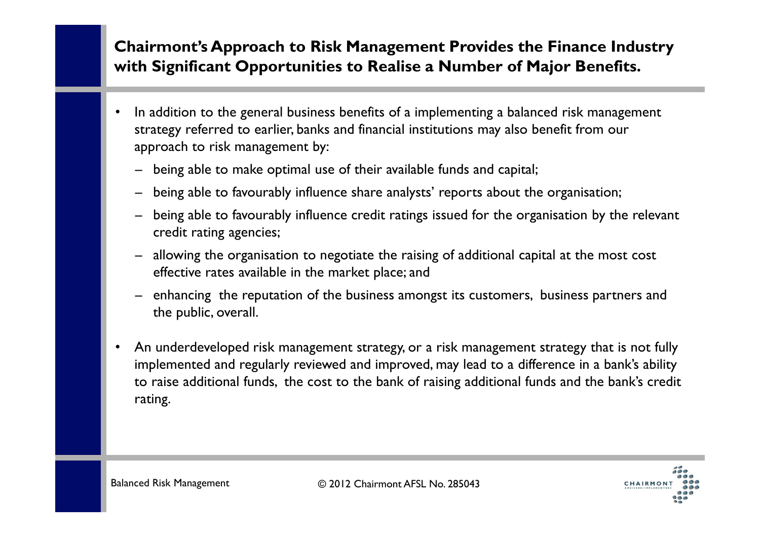## Chairmont's Approach to Risk Management Provides the Finance Industry with Significant Opportunities to Realise a Number of Major Benefits.

- In addition to the general business benefits of a implementing a balanced risk management strategy referred to earlier, banks and financial institutions may also benefit from our approach to risk management by:
  - being able to make optimal use of their available funds and capital;
  - being able to favourably influence share analysts' reports about the organisation;
  - being able to favourably influence credit ratings issued for the organisation by the relevant credit rating agencies;
  - allowing the organisation to negotiate the raising of additional capital at the most cost effective rates available in the market place; and
  - enhancing the reputation of the business amongst its customers, business partners and the public, overall.
- An underdeveloped risk management strategy, or a risk management strategy that is not fully implemented and regularly reviewed and improved, may lead to a difference in a bank's ability to raise additional funds, the cost to the bank of raising additional funds and the bank's credit rating.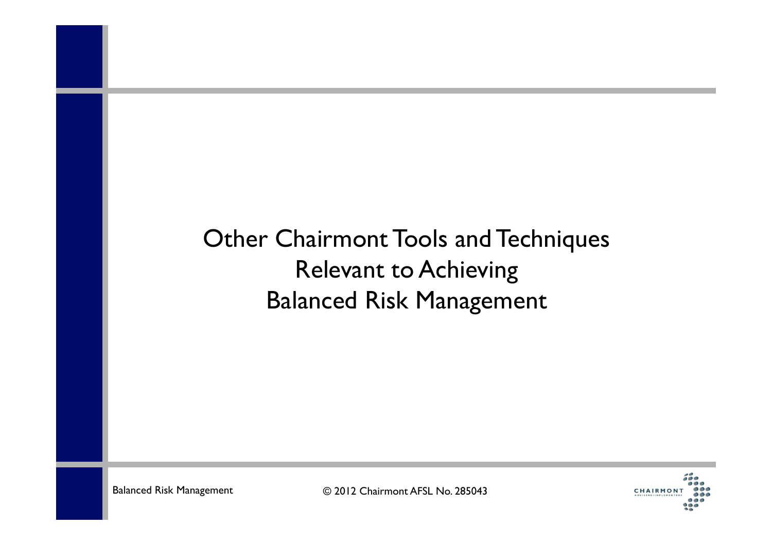# Other Chairmont Tools and Techniques Relevant to Achieving Balanced Risk Management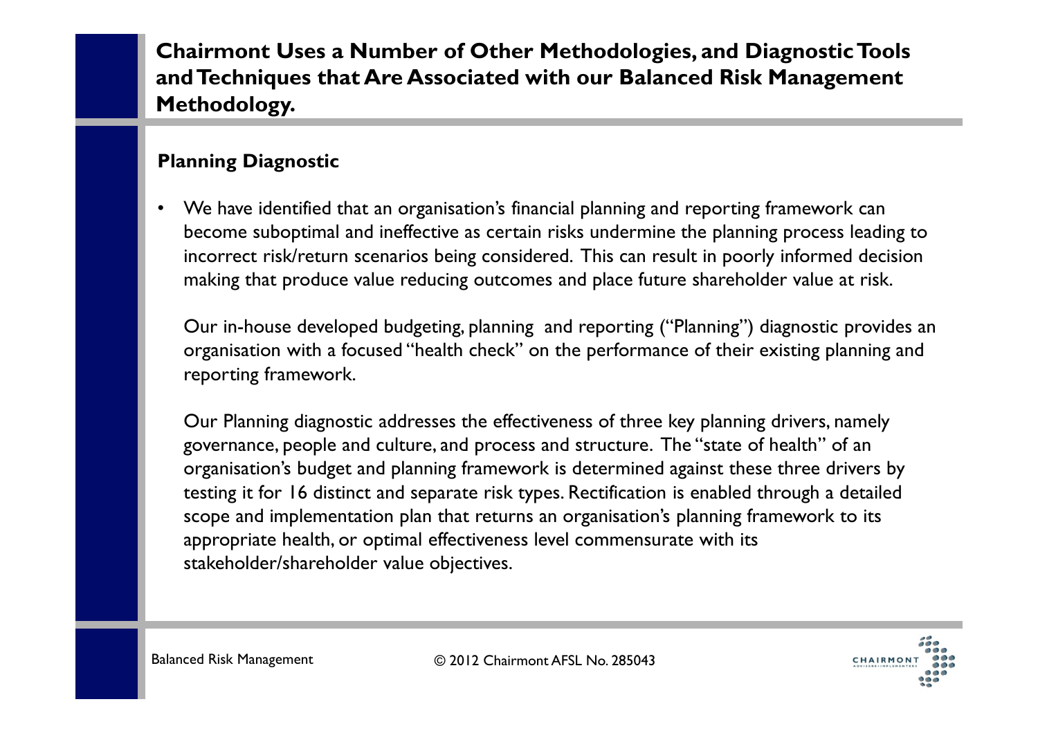# Chairmont Uses a Number of Other Methodologies, and Diagnostic Tools and Techniques that Are Associated with our Balanced Risk Management Methodology.

## Planning Diagnostic

- We have identified that an organisation's financial planning and reporting framework can become suboptimal and ineffective as certain risks undermine the planning process leading to incorrect risk/return scenarios being considered. This can result in poorly informed decision making that produce value reducing outcomes and place future shareholder value at risk.

  Our in-house developed budgeting, planning and reporting ("Planning") diagnostic provides an organisation with a focused "health check" on the performance of their existing planning and reporting framework.

  Our Planning diagnostic addresses the effectiveness of three key planning drivers, namely governance, people and culture, and process and structure. The "state of health" of an organisation's budget and planning framework is determined against these three drivers by testing it for 16 distinct and separate risk types. Rectification is enabled through a detailed scope and implementation plan that returns an organisation's planning framework to its appropriate health, or optimal effectiveness level commensurate with its stakeholder/shareholder value objectives.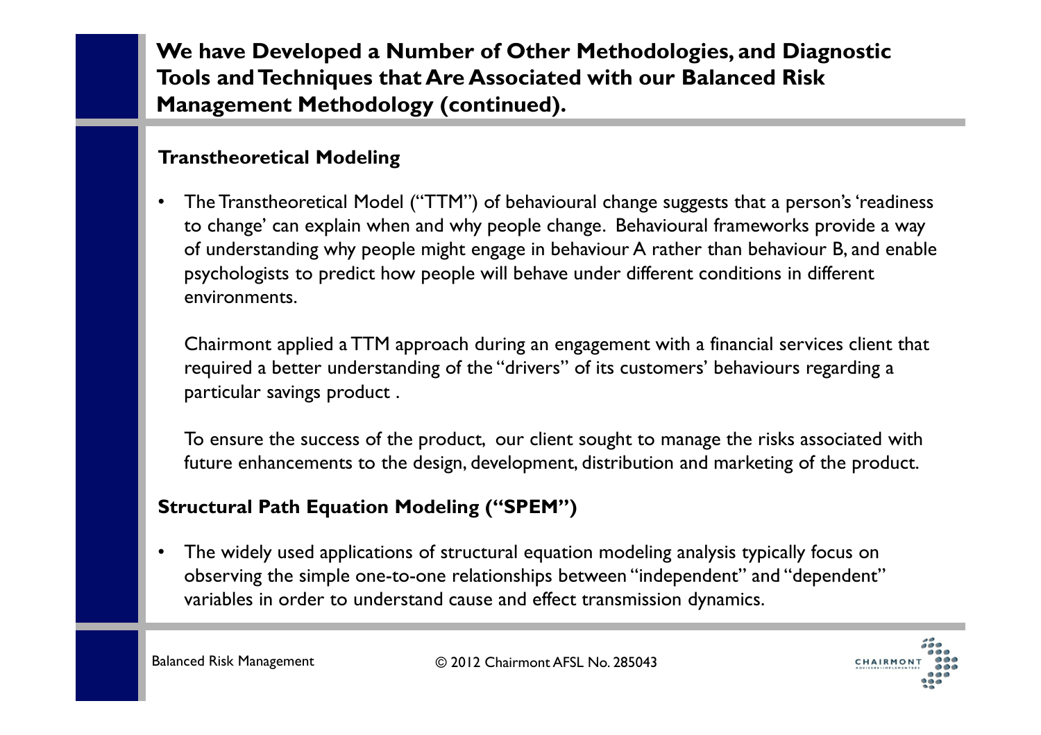# We have Developed a Number of Other Methodologies, and Diagnostic Tools and Techniques that Are Associated with our Balanced Risk Management Methodology (continued).

## Transtheoretical Modeling

- The Transtheoretical Model ("TTM") of behavioural change suggests that a person's 'readiness to change' can explain when and why people change. Behavioural frameworks provide a way of understanding why people might engage in behaviour A rather than behaviour B, and enable psychologists to predict how people will behave under different conditions in different environments.

  Chairmont applied a TTM approach during an engagement with a financial services client that required a better understanding of the "drivers" of its customers' behaviours regarding a particular savings product .

  To ensure the success of the product, our client sought to manage the risks associated with future enhancements to the design, development, distribution and marketing of the product.

## Structural Path Equation Modeling ("SPEM")

- The widely used applications of structural equation modeling analysis typically focus on observing the simple one-to-one relationships between "independent" and "dependent" variables in order to understand cause and effect transmission dynamics.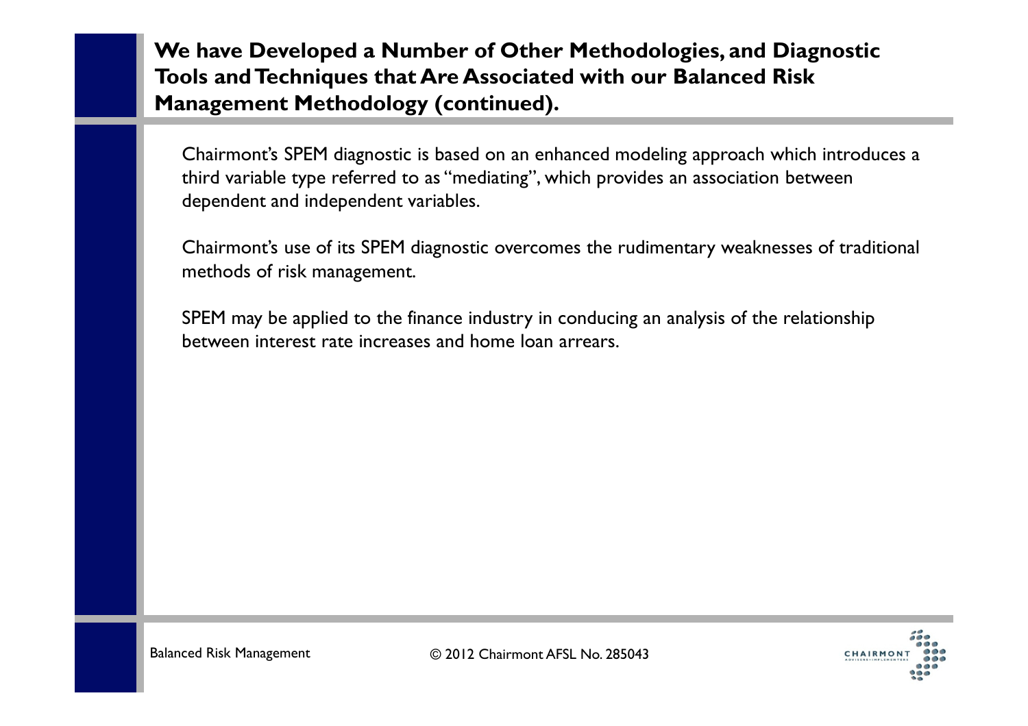## We have Developed a Number of Other Methodologies, and Diagnostic Tools and Techniques that Are Associated with our Balanced Risk Management Methodology (continued).

Chairmont's SPEM diagnostic is based on an enhanced modeling approach which introduces a third variable type referred to as "mediating", which provides an association between dependent and independent variables.

Chairmont's use of its SPEM diagnostic overcomes the rudimentary weaknesses of traditional methods of risk management.

SPEM may be applied to the finance industry in conducing an analysis of the relationship between interest rate increases and home loan arrears.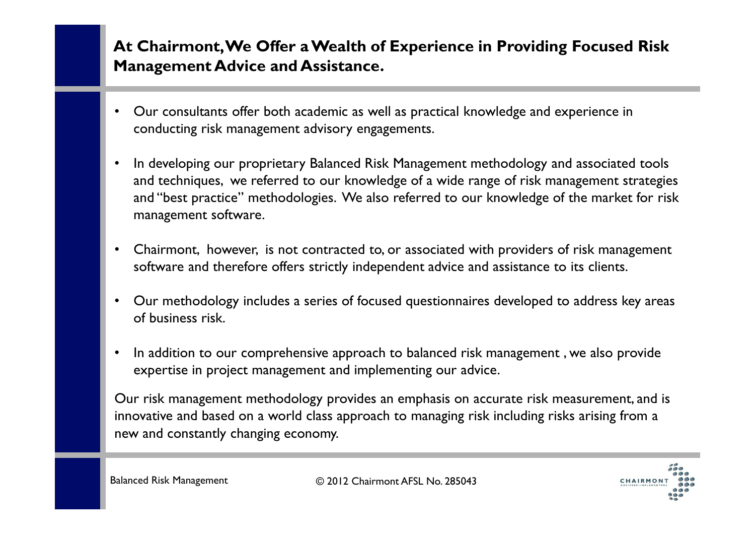## At Chairmont, We Offer a Wealth of Experience in Providing Focused Risk Management Advice and Assistance.

- Our consultants offer both academic as well as practical knowledge and experience in conducting risk management advisory engagements.
- In developing our proprietary Balanced Risk Management methodology and associated tools and techniques, we referred to our knowledge of a wide range of risk management strategies and "best practice" methodologies. We also referred to our knowledge of the market for risk management software.
- Chairmont, however, is not contracted to, or associated with providers of risk management software and therefore offers strictly independent advice and assistance to its clients.
- Our methodology includes a series of focused questionnaires developed to address key areas of business risk.
- In addition to our comprehensive approach to balanced risk management , we also provide expertise in project management and implementing our advice.

Our risk management methodology provides an emphasis on accurate risk measurement, and is innovative and based on a world class approach to managing risk including risks arising from a new and constantly changing economy.